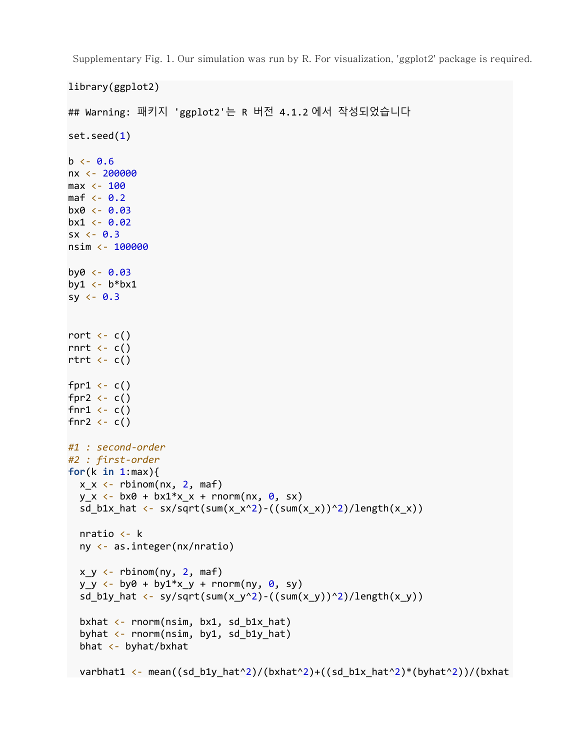Supplementary Fig. 1. Our simulation was run by R. For visualization, 'ggplot2' package is required.

```
library(ggplot2)

## Warning: 패키지 'ggplot2'는 R 버전 4.1.2 에서 작성되었습니다

set.seed(1)

b <- 0.6
nx <- 200000
max <- 100
maf <- 0.2
bx0 <- 0.03
bx1 <- 0.02
sx <- 0.3
nsim <- 100000

by0 <- 0.03
by1 <- b*bx1
sy <- 0.3


rort <- c()
rnrt <- c()
rtrt <- c()

fpr1 <- c()
fpr2 <- c()
fnr1 <- c()
fnr2 <- c()

#1 : second-order
#2 : first-order
for(k in 1:max){
  x_x <- rbinom(nx, 2, maf)
  y_x <- bx0 + bx1*x_x + rnorm(nx, 0, sx)
  sd_b1x_hat <- sx/sqrt(sum(x_x^2)-((sum(x_x))^2)/length(x_x))

  nratio <- k
  ny <- as.integer(nx/nratio)

  x_y <- rbinom(ny, 2, maf)
  y_y <- by0 + by1*x_y + rnorm(ny, 0, sy)
  sd_b1y_hat <- sy/sqrt(sum(x_y^2)-((sum(x_y))^2)/length(x_y))

  bxhat <- rnorm(nsim, bx1, sd_b1x_hat)
  byhat <- rnorm(nsim, by1, sd_b1y_hat)
  bhat <- byhat/bxhat

  varbhat1 <- mean((sd_b1y_hat^2)/(bxhat^2)+((sd_b1x_hat^2)*(byhat^2))/(bxhat
```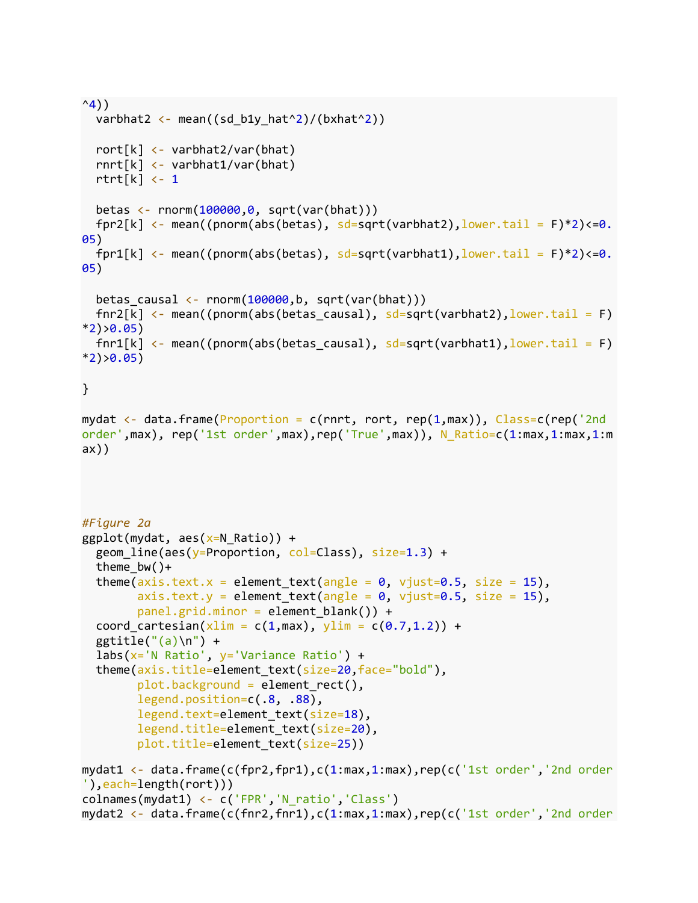```
^4))
  varbhat2 <- mean((sd_b1y_hat^2)/(bxhat^2))

  rort[k] <- varbhat2/var(bhat)
  rnrt[k] <- varbhat1/var(bhat)
  rtrt[k] <- 1

  betas <- rnorm(100000,0, sqrt(var(bhat)))
  fpr2[k] <- mean((pnorm(abs(betas), sd=sqrt(varbhat2),lower.tail = F)*2)<=0.05)
  fpr1[k] <- mean((pnorm(abs(betas), sd=sqrt(varbhat1),lower.tail = F)*2)<=0.05)

  betas_causal <- rnorm(100000,b, sqrt(var(bhat)))
  fnr2[k] <- mean((pnorm(abs(betas_causal), sd=sqrt(varbhat2),lower.tail = F)*2)>0.05)
  fnr1[k] <- mean((pnorm(abs(betas_causal), sd=sqrt(varbhat1),lower.tail = F)*2)>0.05)

}

mydat <- data.frame(Proportion = c(rnrt, rort, rep(1,max)), Class=c(rep('2nd order',max), rep('1st order',max),rep('True',max)), N_Ratio=c(1:max,1:max,1:max))




#Figure 2a
ggplot(mydat, aes(x=N_Ratio)) +
  geom_line(aes(y=Proportion, col=Class), size=1.3) +
  theme_bw()+
  theme(axis.text.x = element_text(angle = 0, vjust=0.5, size = 15),
        axis.text.y = element_text(angle = 0, vjust=0.5, size = 15),
        panel.grid.minor = element_blank()) +
  coord_cartesian(xlim = c(1,max), ylim = c(0.7,1.2)) +
  ggtitle("(a)\n") +
  labs(x='N Ratio', y='Variance Ratio') +
  theme(axis.title=element_text(size=20,face="bold"),
        plot.background = element_rect(),
        legend.position=c(.8, .88),
        legend.text=element_text(size=18),
        legend.title=element_text(size=20),
        plot.title=element_text(size=25))

mydat1 <- data.frame(c(fpr2,fpr1),c(1:max,1:max),rep(c('1st order','2nd order'),each=length(rort)))
colnames(mydat1) <- c('FPR','N_ratio','Class')
mydat2 <- data.frame(c(fnr2,fnr1),c(1:max,1:max),rep(c('1st order','2nd order
```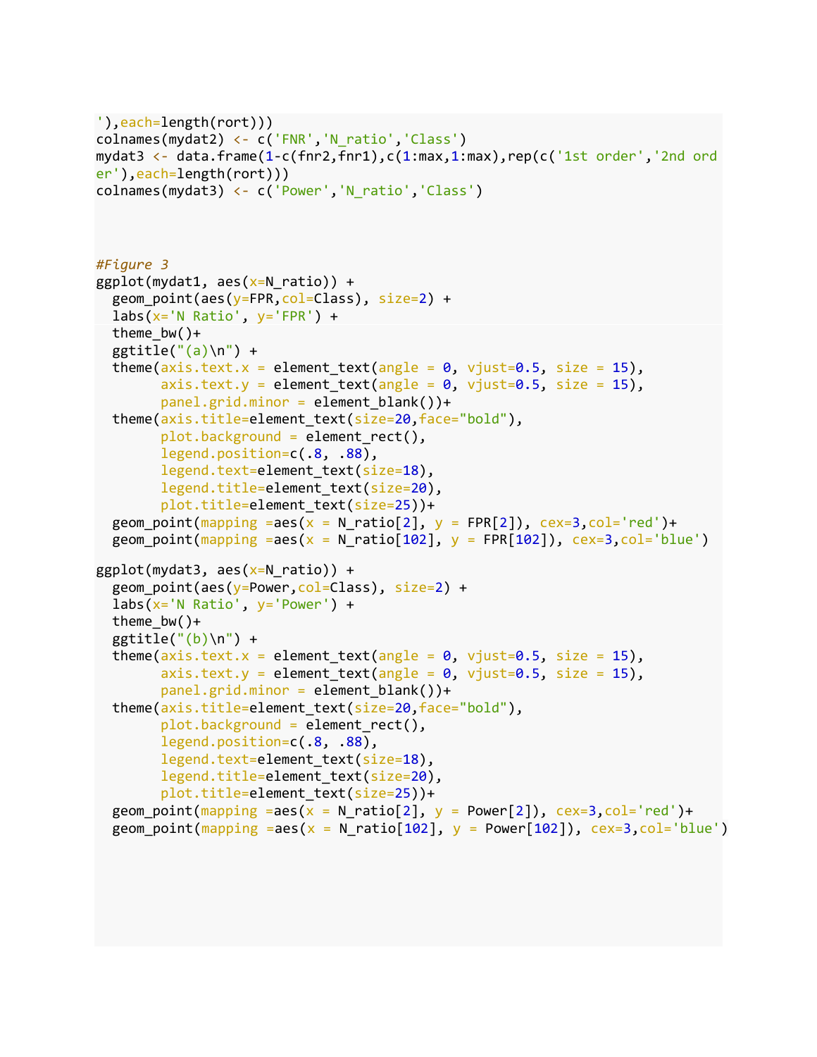```
'),each=length(rort)))
colnames(mydat2) <- c('FNR','N_ratio','Class')
mydat3 <- data.frame(1-c(fnr2,fnr1),c(1:max,1:max),rep(c('1st order','2nd ord
er'),each=length(rort)))
colnames(mydat3) <- c('Power','N_ratio','Class')



#Figure 3
ggplot(mydat1, aes(x=N_ratio)) +
  geom_point(aes(y=FPR,col=Class), size=2) +
  labs(x='N Ratio', y='FPR') +
  theme_bw()+
  ggtitle("(a)\n") +
  theme(axis.text.x = element_text(angle = 0, vjust=0.5, size = 15),
        axis.text.y = element_text(angle = 0, vjust=0.5, size = 15),
        panel.grid.minor = element_blank())+
  theme(axis.title=element_text(size=20,face="bold"),
        plot.background = element_rect(),
        legend.position=c(.8, .88),
        legend.text=element_text(size=18),
        legend.title=element_text(size=20),
        plot.title=element_text(size=25))+
  geom_point(mapping =aes(x = N_ratio[2], y = FPR[2]), cex=3,col='red')+
  geom_point(mapping =aes(x = N_ratio[102], y = FPR[102]), cex=3,col='blue')

ggplot(mydat3, aes(x=N_ratio)) +
  geom_point(aes(y=Power,col=Class), size=2) +
  labs(x='N Ratio', y='Power') +
  theme_bw()+
  ggtitle("(b)\n") +
  theme(axis.text.x = element_text(angle = 0, vjust=0.5, size = 15),
        axis.text.y = element_text(angle = 0, vjust=0.5, size = 15),
        panel.grid.minor = element_blank())+
  theme(axis.title=element_text(size=20,face="bold"),
        plot.background = element_rect(),
        legend.position=c(.8, .88),
        legend.text=element_text(size=18),
        legend.title=element_text(size=20),
        plot.title=element_text(size=25))+
  geom_point(mapping =aes(x = N_ratio[2], y = Power[2]), cex=3,col='red')+
  geom_point(mapping =aes(x = N_ratio[102], y = Power[102]), cex=3,col='blue')
```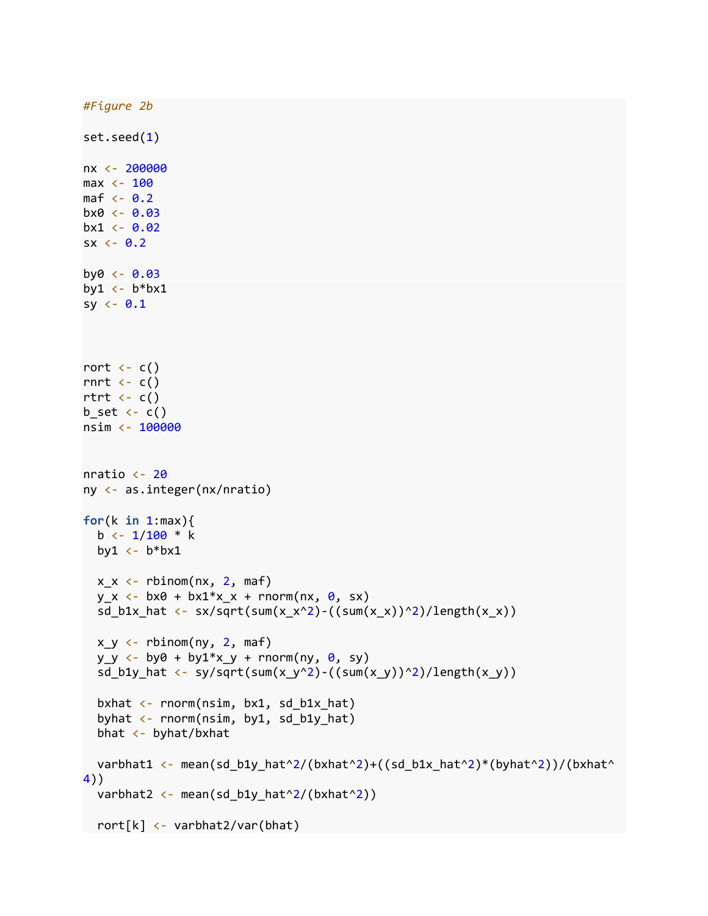```r
#Figure 2b

set.seed(1)

nx <- 200000
max <- 100
maf <- 0.2
bx0 <- 0.03
bx1 <- 0.02
sx <- 0.2

by0 <- 0.03
by1 <- b*bx1
sy <- 0.1



rort <- c()
rnrt <- c()
rtrt <- c()
b_set <- c()
nsim <- 100000


nratio <- 20
ny <- as.integer(nx/nratio)

for(k in 1:max){
  b <- 1/100 * k
  by1 <- b*bx1

  x_x <- rbinom(nx, 2, maf)
  y_x <- bx0 + bx1*x_x + rnorm(nx, 0, sx)
  sd_b1x_hat <- sx/sqrt(sum(x_x^2)-((sum(x_x))^2)/length(x_x))

  x_y <- rbinom(ny, 2, maf)
  y_y <- by0 + by1*x_y + rnorm(ny, 0, sy)
  sd_b1y_hat <- sy/sqrt(sum(x_y^2)-((sum(x_y))^2)/length(x_y))

  bxhat <- rnorm(nsim, bx1, sd_b1x_hat)
  byhat <- rnorm(nsim, by1, sd_b1y_hat)
  bhat <- byhat/bxhat

  varbhat1 <- mean(sd_b1y_hat^2/(bxhat^2)+((sd_b1x_hat^2)*(byhat^2))/(bxhat^
4))
  varbhat2 <- mean(sd_b1y_hat^2/(bxhat^2))

  rort[k] <- varbhat2/var(bhat)
```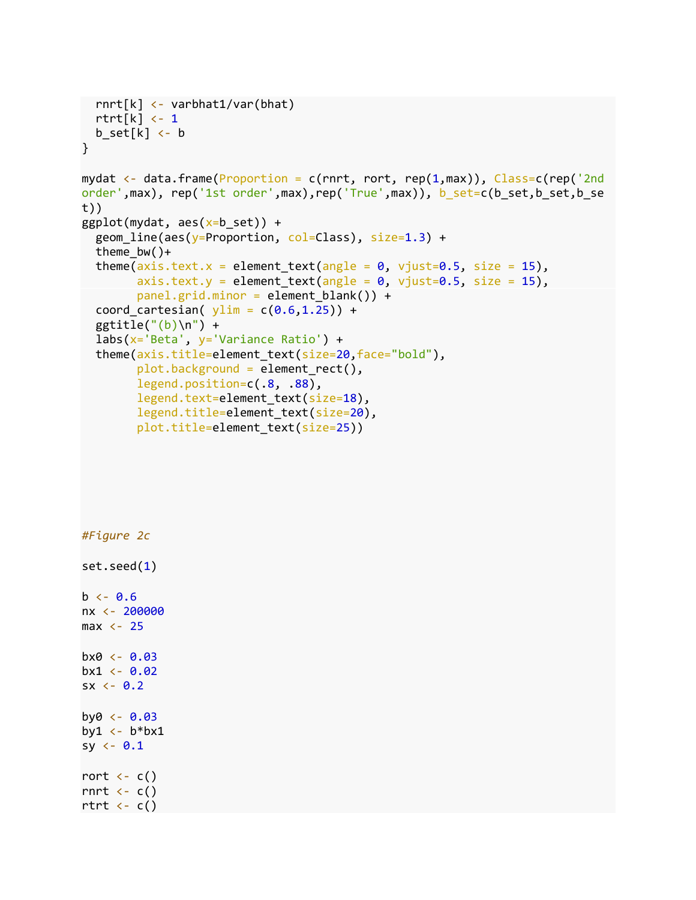```
  rnrt[k] <- varbhat1/var(bhat)
  rtrt[k] <- 1
  b_set[k] <- b
}

mydat <- data.frame(Proportion = c(rnrt, rort, rep(1,max)), Class=c(rep('2nd
order',max), rep('1st order',max),rep('True',max)), b_set=c(b_set,b_set,b_se
t))
ggplot(mydat, aes(x=b_set)) +
  geom_line(aes(y=Proportion, col=Class), size=1.3) +
  theme_bw()+
  theme(axis.text.x = element_text(angle = 0, vjust=0.5, size = 15),
        axis.text.y = element_text(angle = 0, vjust=0.5, size = 15),
        panel.grid.minor = element_blank()) +
  coord_cartesian( ylim = c(0.6,1.25)) +
  ggtitle("(b)\n") +
  labs(x='Beta', y='Variance Ratio') +
  theme(axis.title=element_text(size=20,face="bold"),
        plot.background = element_rect(),
        legend.position=c(.8, .88),
        legend.text=element_text(size=18),
        legend.title=element_text(size=20),
        plot.title=element_text(size=25))





#Figure 2c

set.seed(1)

b <- 0.6
nx <- 200000
max <- 25

bx0 <- 0.03
bx1 <- 0.02
sx <- 0.2

by0 <- 0.03
by1 <- b*bx1
sy <- 0.1

rort <- c()
rnrt <- c()
rtrt <- c()
```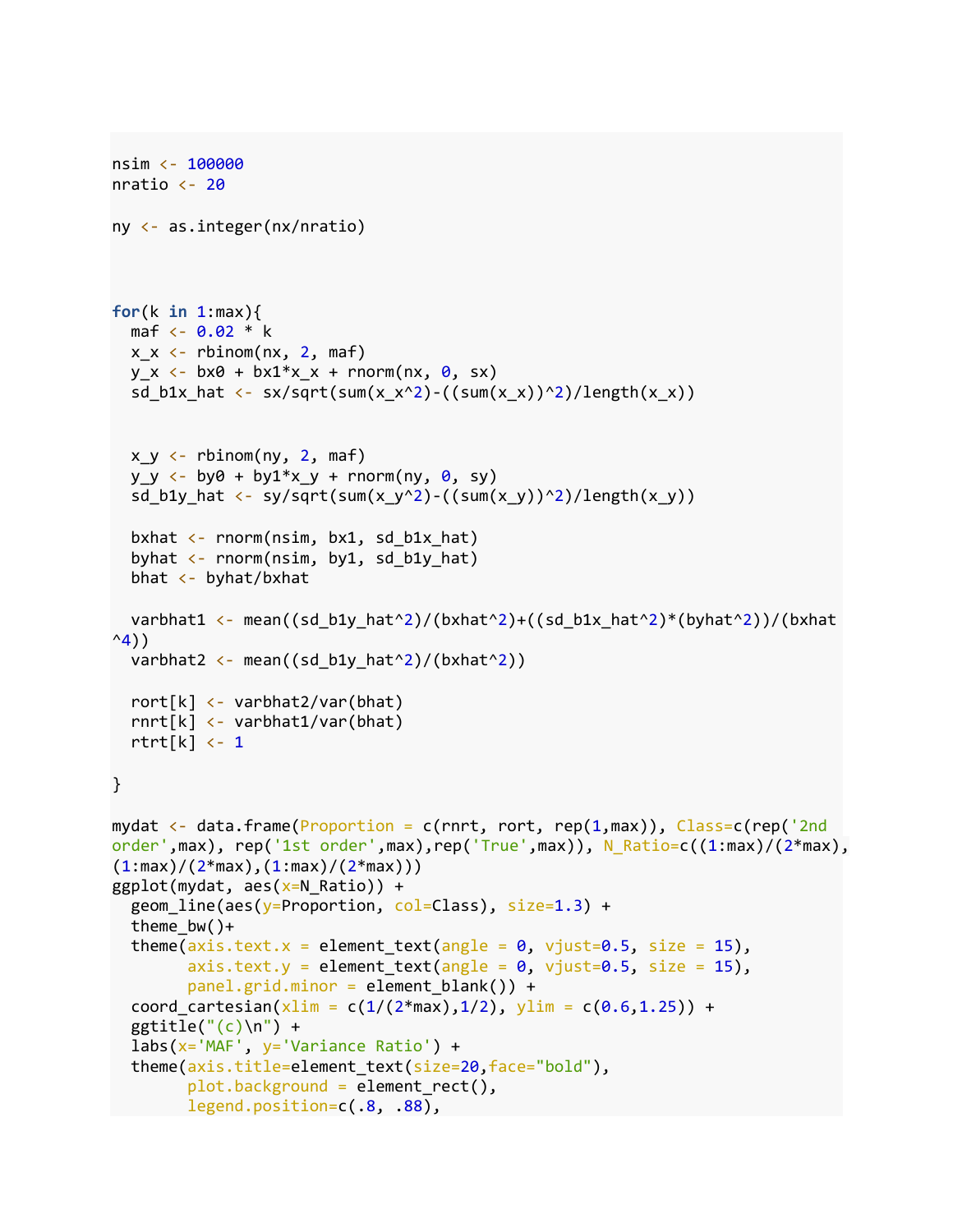```r
nsim <- 100000
nratio <- 20

ny <- as.integer(nx/nratio)



for(k in 1:max){
  maf <- 0.02 * k
  x_x <- rbinom(nx, 2, maf)
  y_x <- bx0 + bx1*x_x + rnorm(nx, 0, sx)
  sd_b1x_hat <- sx/sqrt(sum(x_x^2)-((sum(x_x))^2)/length(x_x))


  x_y <- rbinom(ny, 2, maf)
  y_y <- by0 + by1*x_y + rnorm(ny, 0, sy)
  sd_b1y_hat <- sy/sqrt(sum(x_y^2)-((sum(x_y))^2)/length(x_y))

  bxhat <- rnorm(nsim, bx1, sd_b1x_hat)
  byhat <- rnorm(nsim, by1, sd_b1y_hat)
  bhat <- byhat/bxhat

  varbhat1 <- mean((sd_b1y_hat^2)/(bxhat^2)+((sd_b1x_hat^2)*(byhat^2))/(bxhat
^4))
  varbhat2 <- mean((sd_b1y_hat^2)/(bxhat^2))

  rort[k] <- varbhat2/var(bhat)
  rnrt[k] <- varbhat1/var(bhat)
  rtrt[k] <- 1

}

mydat <- data.frame(Proportion = c(rnrt, rort, rep(1,max)), Class=c(rep('2nd
order',max), rep('1st order',max),rep('True',max)), N_Ratio=c((1:max)/(2*max),
(1:max)/(2*max),(1:max)/(2*max)))
ggplot(mydat, aes(x=N_Ratio)) +
  geom_line(aes(y=Proportion, col=Class), size=1.3) +
  theme_bw()+
  theme(axis.text.x = element_text(angle = 0, vjust=0.5, size = 15),
        axis.text.y = element_text(angle = 0, vjust=0.5, size = 15),
        panel.grid.minor = element_blank()) +
  coord_cartesian(xlim = c(1/(2*max),1/2), ylim = c(0.6,1.25)) +
  ggtitle("(c)\n") +
  labs(x='MAF', y='Variance Ratio') +
  theme(axis.title=element_text(size=20,face="bold"),
        plot.background = element_rect(),
        legend.position=c(.8, .88),
```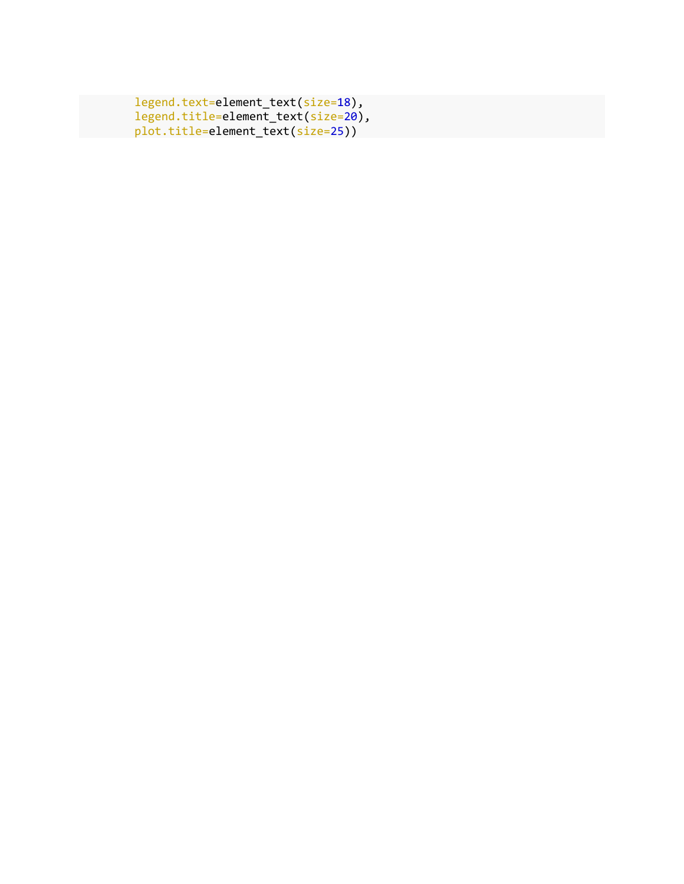```
        legend.text=element_text(size=18),
        legend.title=element_text(size=20),
        plot.title=element_text(size=25))
```